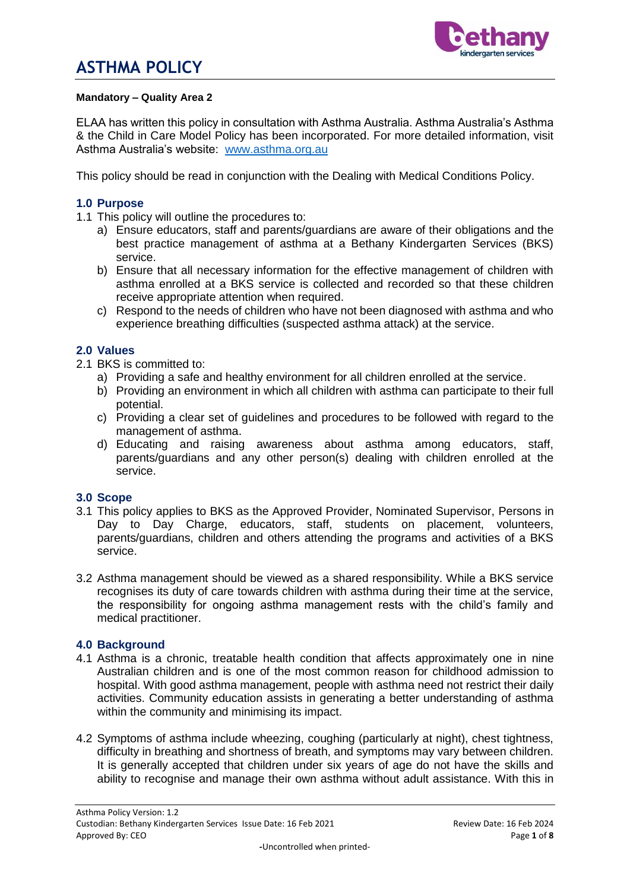# ASTHMA POLICY

**Mandatory – Quality Area 2**

ELAA has written this policy in consultation with Asthma Australia. Asthma Australia's Asthma & the Child in Care Model Policy has been incorporated. For more detailed information, visit Asthma Australia's website: [www.asthma.org.au](http://www.asthma.org.au)

This policy should be read in conjunction with the Dealing with Medical Conditions Policy.

## 1.0 Purpose

1.1 This policy will outline the procedures to:

a) Ensure educators, staff and parents/guardians are aware of their obligations and the best practice management of asthma at a Bethany Kindergarten Services (BKS) service.

b) Ensure that all necessary information for the effective management of children with asthma enrolled at a BKS service is collected and recorded so that these children receive appropriate attention when required.

c) Respond to the needs of children who have not been diagnosed with asthma and who experience breathing difficulties (suspected asthma attack) at the service.

## 2.0 Values

2.1 BKS is committed to:

a) Providing a safe and healthy environment for all children enrolled at the service.

b) Providing an environment in which all children with asthma can participate to their full potential.

c) Providing a clear set of guidelines and procedures to be followed with regard to the management of asthma.

d) Educating and raising awareness about asthma among educators, staff, parents/guardians and any other person(s) dealing with children enrolled at the service.

## 3.0 Scope

3.1 This policy applies to BKS as the Approved Provider, Nominated Supervisor, Persons in Day to Day Charge, educators, staff, students on placement, volunteers, parents/guardians, children and others attending the programs and activities of a BKS service.

3.2 Asthma management should be viewed as a shared responsibility. While a BKS service recognises its duty of care towards children with asthma during their time at the service, the responsibility for ongoing asthma management rests with the child's family and medical practitioner.

## 4.0 Background

4.1 Asthma is a chronic, treatable health condition that affects approximately one in nine Australian children and is one of the most common reason for childhood admission to hospital. With good asthma management, people with asthma need not restrict their daily activities. Community education assists in generating a better understanding of asthma within the community and minimising its impact.

4.2 Symptoms of asthma include wheezing, coughing (particularly at night), chest tightness, difficulty in breathing and shortness of breath, and symptoms may vary between children. It is generally accepted that children under six years of age do not have the skills and ability to recognise and manage their own asthma without adult assistance. With this in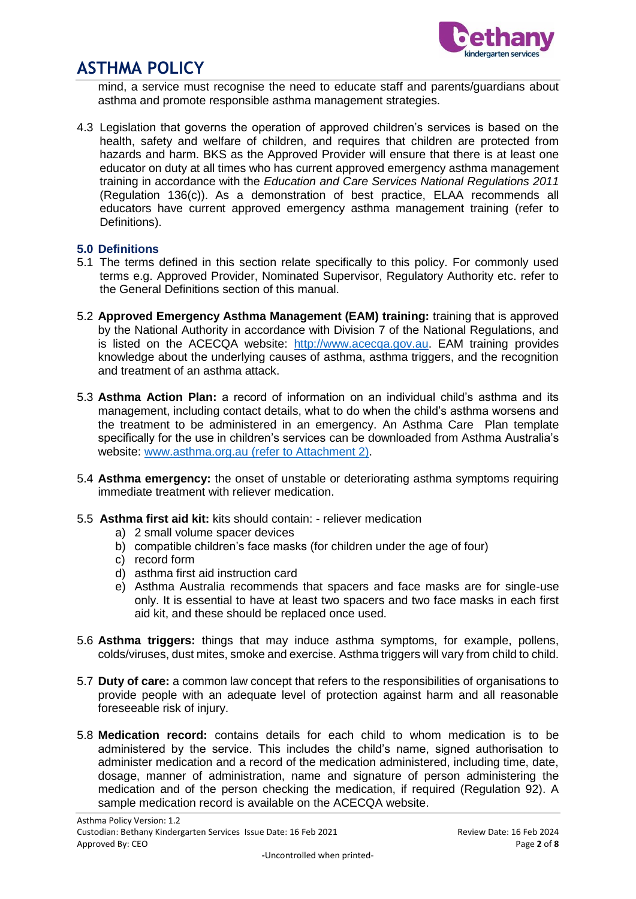mind, a service must recognise the need to educate staff and parents/guardians about asthma and promote responsible asthma management strategies.

4.3 Legislation that governs the operation of approved children's services is based on the health, safety and welfare of children, and requires that children are protected from hazards and harm. BKS as the Approved Provider will ensure that there is at least one educator on duty at all times who has current approved emergency asthma management training in accordance with the *Education and Care Services National Regulations 2011* (Regulation 136(c)). As a demonstration of best practice, ELAA recommends all educators have current approved emergency asthma management training (refer to Definitions).

### 5.0 Definitions

5.1 The terms defined in this section relate specifically to this policy. For commonly used terms e.g. Approved Provider, Nominated Supervisor, Regulatory Authority etc. refer to the General Definitions section of this manual.

5.2 **Approved Emergency Asthma Management (EAM) training:** training that is approved by the National Authority in accordance with Division 7 of the National Regulations, and is listed on the ACECQA website: http://www.acecqa.gov.au. EAM training provides knowledge about the underlying causes of asthma, asthma triggers, and the recognition and treatment of an asthma attack.

5.3 **Asthma Action Plan:** a record of information on an individual child's asthma and its management, including contact details, what to do when the child's asthma worsens and the treatment to be administered in an emergency. An Asthma Care Plan template specifically for the use in children's services can be downloaded from Asthma Australia's website: www.asthma.org.au (refer to Attachment 2).

5.4 **Asthma emergency:** the onset of unstable or deteriorating asthma symptoms requiring immediate treatment with reliever medication.

5.5 **Asthma first aid kit:** kits should contain: - reliever medication

a) 2 small volume spacer devices
b) compatible children's face masks (for children under the age of four)
c) record form
d) asthma first aid instruction card
e) Asthma Australia recommends that spacers and face masks are for single-use only. It is essential to have at least two spacers and two face masks in each first aid kit, and these should be replaced once used.

5.6 **Asthma triggers:** things that may induce asthma symptoms, for example, pollens, colds/viruses, dust mites, smoke and exercise. Asthma triggers will vary from child to child.

5.7 **Duty of care:** a common law concept that refers to the responsibilities of organisations to provide people with an adequate level of protection against harm and all reasonable foreseeable risk of injury.

5.8 **Medication record:** contains details for each child to whom medication is to be administered by the service. This includes the child's name, signed authorisation to administer medication and a record of the medication administered, including time, date, dosage, manner of administration, name and signature of person administering the medication and of the person checking the medication, if required (Regulation 92). A sample medication record is available on the ACECQA website.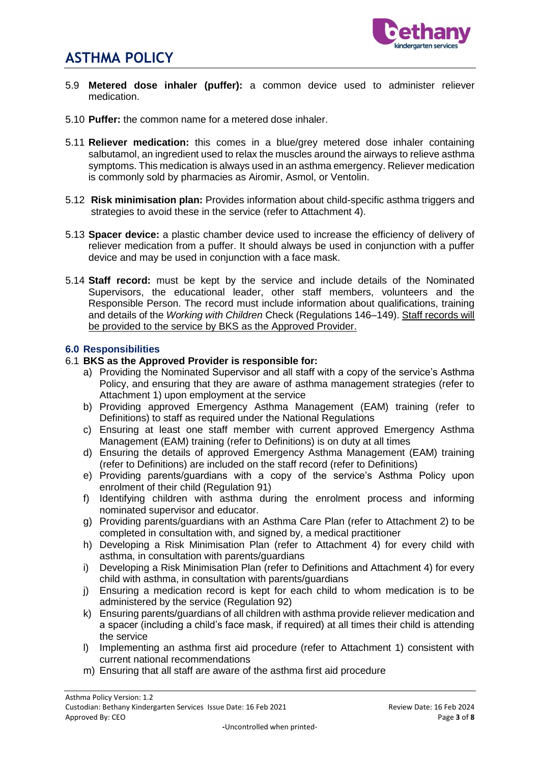5.9 **Metered dose inhaler (puffer):** a common device used to administer reliever medication.

5.10 **Puffer:** the common name for a metered dose inhaler.

5.11 **Reliever medication:** this comes in a blue/grey metered dose inhaler containing salbutamol, an ingredient used to relax the muscles around the airways to relieve asthma symptoms. This medication is always used in an asthma emergency. Reliever medication is commonly sold by pharmacies as Airomir, Asmol, or Ventolin.

5.12 **Risk minimisation plan:** Provides information about child-specific asthma triggers and strategies to avoid these in the service (refer to Attachment 4).

5.13 **Spacer device:** a plastic chamber device used to increase the efficiency of delivery of reliever medication from a puffer. It should always be used in conjunction with a puffer device and may be used in conjunction with a face mask.

5.14 **Staff record:** must be kept by the service and include details of the Nominated Supervisors, the educational leader, other staff members, volunteers and the Responsible Person. The record must include information about qualifications, training and details of the *Working with Children* Check (Regulations 146–149). <u>Staff records will be provided to the service by BKS as the Approved Provider.</u>

### 6.0 Responsibilities

6.1 **BKS as the Approved Provider is responsible for:**

a) Providing the Nominated Supervisor and all staff with a copy of the service's Asthma Policy, and ensuring that they are aware of asthma management strategies (refer to Attachment 1) upon employment at the service
b) Providing approved Emergency Asthma Management (EAM) training (refer to Definitions) to staff as required under the National Regulations
c) Ensuring at least one staff member with current approved Emergency Asthma Management (EAM) training (refer to Definitions) is on duty at all times
d) Ensuring the details of approved Emergency Asthma Management (EAM) training (refer to Definitions) are included on the staff record (refer to Definitions)
e) Providing parents/guardians with a copy of the service's Asthma Policy upon enrolment of their child (Regulation 91)
f) Identifying children with asthma during the enrolment process and informing nominated supervisor and educator.
g) Providing parents/guardians with an Asthma Care Plan (refer to Attachment 2) to be completed in consultation with, and signed by, a medical practitioner
h) Developing a Risk Minimisation Plan (refer to Attachment 4) for every child with asthma, in consultation with parents/guardians
i) Developing a Risk Minimisation Plan (refer to Definitions and Attachment 4) for every child with asthma, in consultation with parents/guardians
j) Ensuring a medication record is kept for each child to whom medication is to be administered by the service (Regulation 92)
k) Ensuring parents/guardians of all children with asthma provide reliever medication and a spacer (including a child's face mask, if required) at all times their child is attending the service
l) Implementing an asthma first aid procedure (refer to Attachment 1) consistent with current national recommendations
m) Ensuring that all staff are aware of the asthma first aid procedure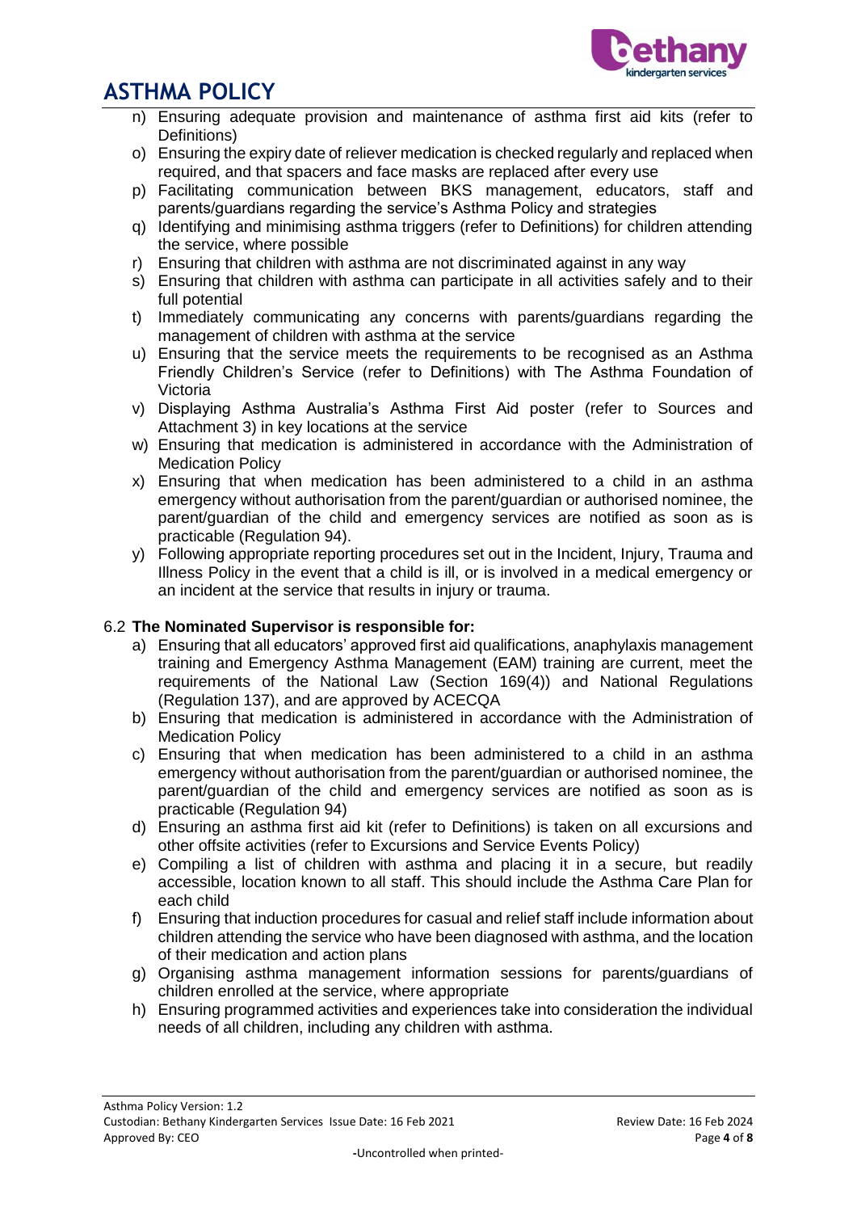n) Ensuring adequate provision and maintenance of asthma first aid kits (refer to Definitions)
o) Ensuring the expiry date of reliever medication is checked regularly and replaced when required, and that spacers and face masks are replaced after every use
p) Facilitating communication between BKS management, educators, staff and parents/guardians regarding the service's Asthma Policy and strategies
q) Identifying and minimising asthma triggers (refer to Definitions) for children attending the service, where possible
r) Ensuring that children with asthma are not discriminated against in any way
s) Ensuring that children with asthma can participate in all activities safely and to their full potential
t) Immediately communicating any concerns with parents/guardians regarding the management of children with asthma at the service
u) Ensuring that the service meets the requirements to be recognised as an Asthma Friendly Children's Service (refer to Definitions) with The Asthma Foundation of Victoria
v) Displaying Asthma Australia's Asthma First Aid poster (refer to Sources and Attachment 3) in key locations at the service
w) Ensuring that medication is administered in accordance with the Administration of Medication Policy
x) Ensuring that when medication has been administered to a child in an asthma emergency without authorisation from the parent/guardian or authorised nominee, the parent/guardian of the child and emergency services are notified as soon as is practicable (Regulation 94).
y) Following appropriate reporting procedures set out in the Incident, Injury, Trauma and Illness Policy in the event that a child is ill, or is involved in a medical emergency or an incident at the service that results in injury or trauma.

6.2 **The Nominated Supervisor is responsible for:**

a) Ensuring that all educators' approved first aid qualifications, anaphylaxis management training and Emergency Asthma Management (EAM) training are current, meet the requirements of the National Law (Section 169(4)) and National Regulations (Regulation 137), and are approved by ACECQA
b) Ensuring that medication is administered in accordance with the Administration of Medication Policy
c) Ensuring that when medication has been administered to a child in an asthma emergency without authorisation from the parent/guardian or authorised nominee, the parent/guardian of the child and emergency services are notified as soon as is practicable (Regulation 94)
d) Ensuring an asthma first aid kit (refer to Definitions) is taken on all excursions and other offsite activities (refer to Excursions and Service Events Policy)
e) Compiling a list of children with asthma and placing it in a secure, but readily accessible, location known to all staff. This should include the Asthma Care Plan for each child
f) Ensuring that induction procedures for casual and relief staff include information about children attending the service who have been diagnosed with asthma, and the location of their medication and action plans
g) Organising asthma management information sessions for parents/guardians of children enrolled at the service, where appropriate
h) Ensuring programmed activities and experiences take into consideration the individual needs of all children, including any children with asthma.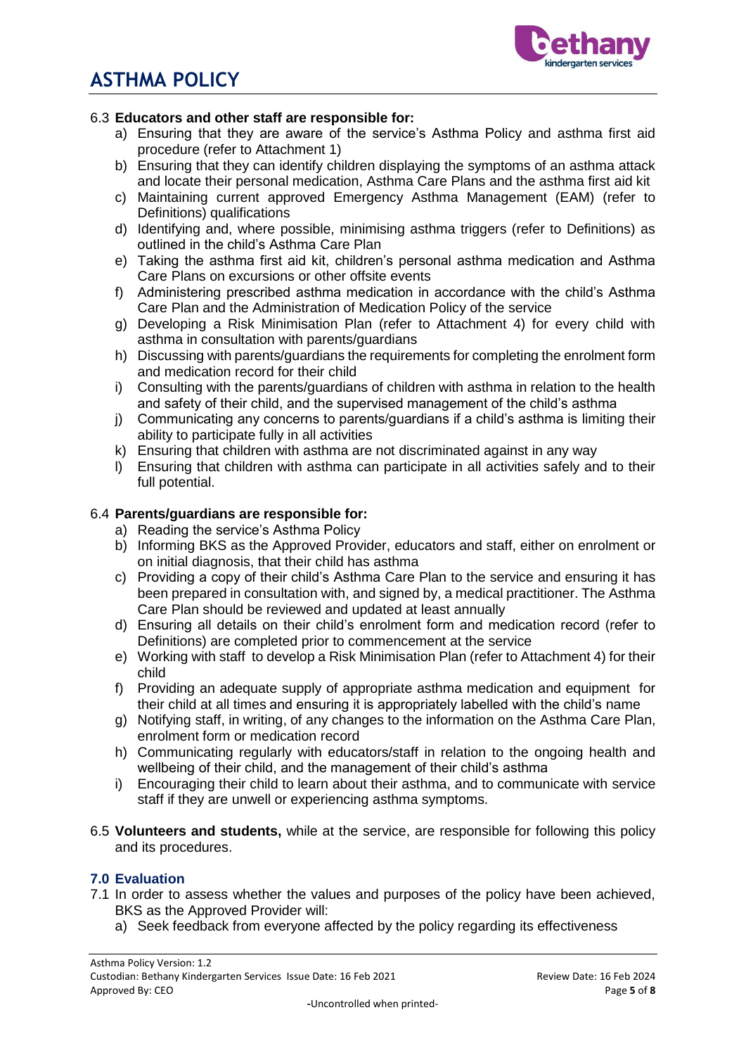6.3 **Educators and other staff are responsible for:**

a) Ensuring that they are aware of the service's Asthma Policy and asthma first aid procedure (refer to Attachment 1)
b) Ensuring that they can identify children displaying the symptoms of an asthma attack and locate their personal medication, Asthma Care Plans and the asthma first aid kit
c) Maintaining current approved Emergency Asthma Management (EAM) (refer to Definitions) qualifications
d) Identifying and, where possible, minimising asthma triggers (refer to Definitions) as outlined in the child's Asthma Care Plan
e) Taking the asthma first aid kit, children's personal asthma medication and Asthma Care Plans on excursions or other offsite events
f) Administering prescribed asthma medication in accordance with the child's Asthma Care Plan and the Administration of Medication Policy of the service
g) Developing a Risk Minimisation Plan (refer to Attachment 4) for every child with asthma in consultation with parents/guardians
h) Discussing with parents/guardians the requirements for completing the enrolment form and medication record for their child
i) Consulting with the parents/guardians of children with asthma in relation to the health and safety of their child, and the supervised management of the child's asthma
j) Communicating any concerns to parents/guardians if a child's asthma is limiting their ability to participate fully in all activities
k) Ensuring that children with asthma are not discriminated against in any way
l) Ensuring that children with asthma can participate in all activities safely and to their full potential.

6.4 **Parents/guardians are responsible for:**

a) Reading the service's Asthma Policy
b) Informing BKS as the Approved Provider, educators and staff, either on enrolment or on initial diagnosis, that their child has asthma
c) Providing a copy of their child's Asthma Care Plan to the service and ensuring it has been prepared in consultation with, and signed by, a medical practitioner. The Asthma Care Plan should be reviewed and updated at least annually
d) Ensuring all details on their child's enrolment form and medication record (refer to Definitions) are completed prior to commencement at the service
e) Working with staff to develop a Risk Minimisation Plan (refer to Attachment 4) for their child
f) Providing an adequate supply of appropriate asthma medication and equipment for their child at all times and ensuring it is appropriately labelled with the child's name
g) Notifying staff, in writing, of any changes to the information on the Asthma Care Plan, enrolment form or medication record
h) Communicating regularly with educators/staff in relation to the ongoing health and wellbeing of their child, and the management of their child's asthma
i) Encouraging their child to learn about their asthma, and to communicate with service staff if they are unwell or experiencing asthma symptoms.

6.5 **Volunteers and students,** while at the service, are responsible for following this policy and its procedures.

## 7.0 Evaluation

7.1 In order to assess whether the values and purposes of the policy have been achieved, BKS as the Approved Provider will:

a) Seek feedback from everyone affected by the policy regarding its effectiveness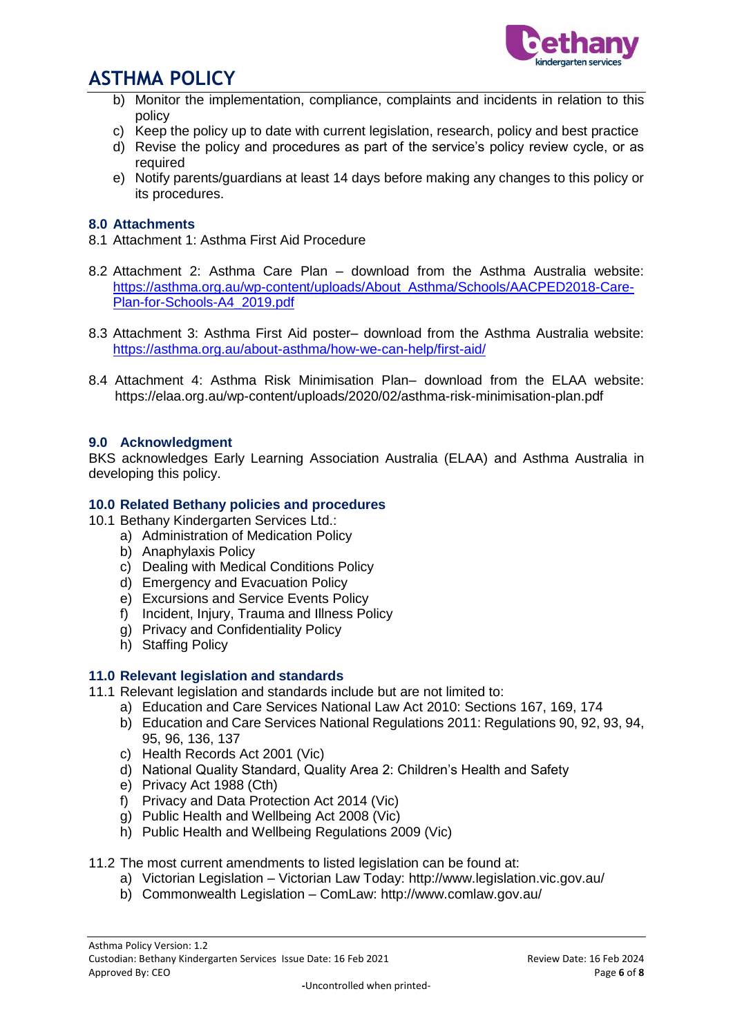b) Monitor the implementation, compliance, complaints and incidents in relation to this policy
c) Keep the policy up to date with current legislation, research, policy and best practice
d) Revise the policy and procedures as part of the service's policy review cycle, or as required
e) Notify parents/guardians at least 14 days before making any changes to this policy or its procedures.

### 8.0 Attachments

8.1 Attachment 1: Asthma First Aid Procedure

8.2 Attachment 2: Asthma Care Plan – download from the Asthma Australia website: https://asthma.org.au/wp-content/uploads/About_Asthma/Schools/AACPED2018-Care-Plan-for-Schools-A4_2019.pdf

8.3 Attachment 3: Asthma First Aid poster– download from the Asthma Australia website: https://asthma.org.au/about-asthma/how-we-can-help/first-aid/

8.4 Attachment 4: Asthma Risk Minimisation Plan– download from the ELAA website: https://elaa.org.au/wp-content/uploads/2020/02/asthma-risk-minimisation-plan.pdf

### 9.0 Acknowledgment

BKS acknowledges Early Learning Association Australia (ELAA) and Asthma Australia in developing this policy.

### 10.0 Related Bethany policies and procedures

10.1 Bethany Kindergarten Services Ltd.:

a) Administration of Medication Policy
b) Anaphylaxis Policy
c) Dealing with Medical Conditions Policy
d) Emergency and Evacuation Policy
e) Excursions and Service Events Policy
f) Incident, Injury, Trauma and Illness Policy
g) Privacy and Confidentiality Policy
h) Staffing Policy

### 11.0 Relevant legislation and standards

11.1 Relevant legislation and standards include but are not limited to:

a) Education and Care Services National Law Act 2010: Sections 167, 169, 174
b) Education and Care Services National Regulations 2011: Regulations 90, 92, 93, 94, 95, 96, 136, 137
c) Health Records Act 2001 (Vic)
d) National Quality Standard, Quality Area 2: Children's Health and Safety
e) Privacy Act 1988 (Cth)
f) Privacy and Data Protection Act 2014 (Vic)
g) Public Health and Wellbeing Act 2008 (Vic)
h) Public Health and Wellbeing Regulations 2009 (Vic)

11.2 The most current amendments to listed legislation can be found at:

a) Victorian Legislation – Victorian Law Today: http://www.legislation.vic.gov.au/
b) Commonwealth Legislation – ComLaw: http://www.comlaw.gov.au/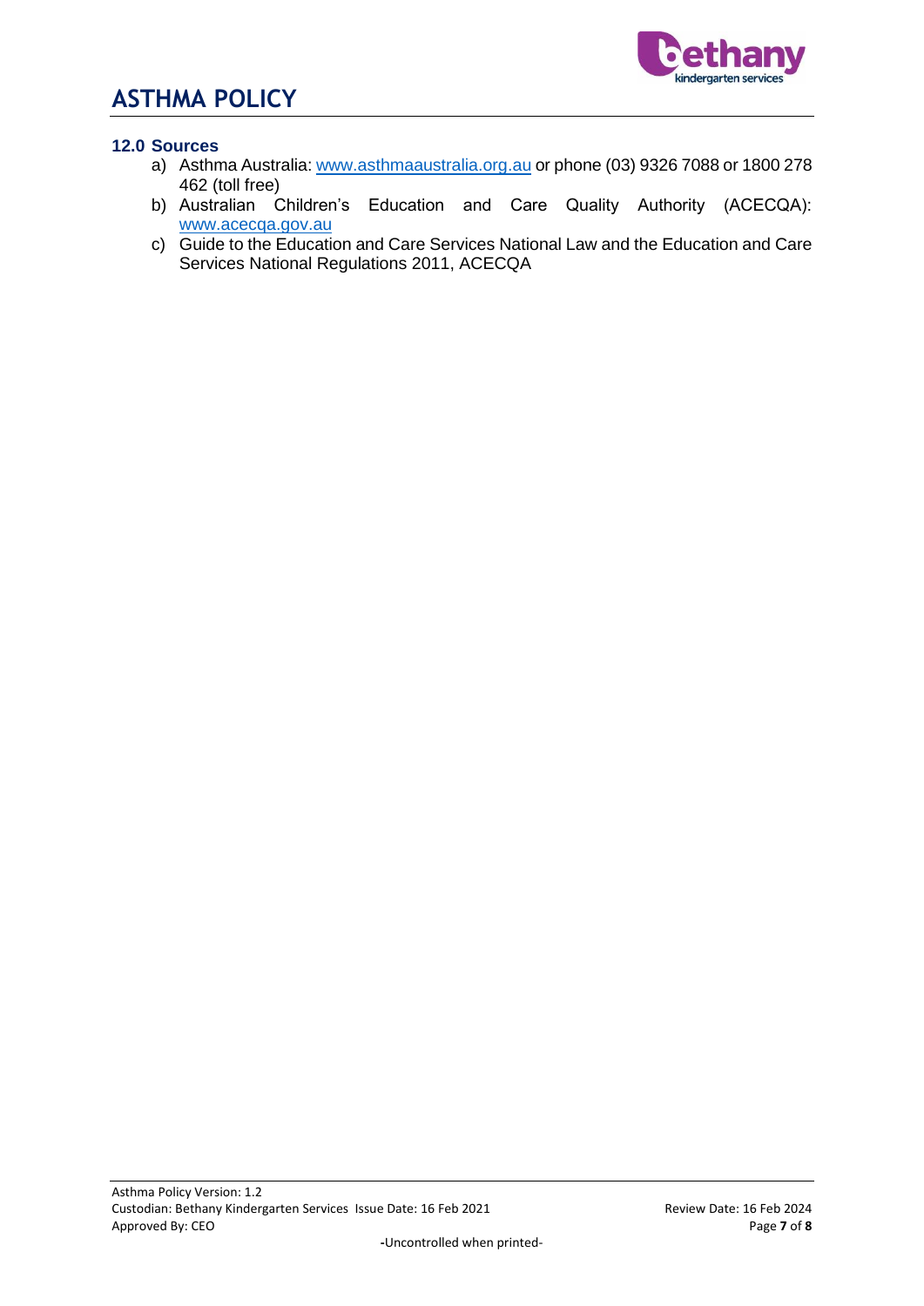## 12.0 Sources

a) Asthma Australia: www.asthmaaustralia.org.au or phone (03) 9326 7088 or 1800 278 462 (toll free)
b) Australian Children's Education and Care Quality Authority (ACECQA): www.acecqa.gov.au
c) Guide to the Education and Care Services National Law and the Education and Care Services National Regulations 2011, ACECQA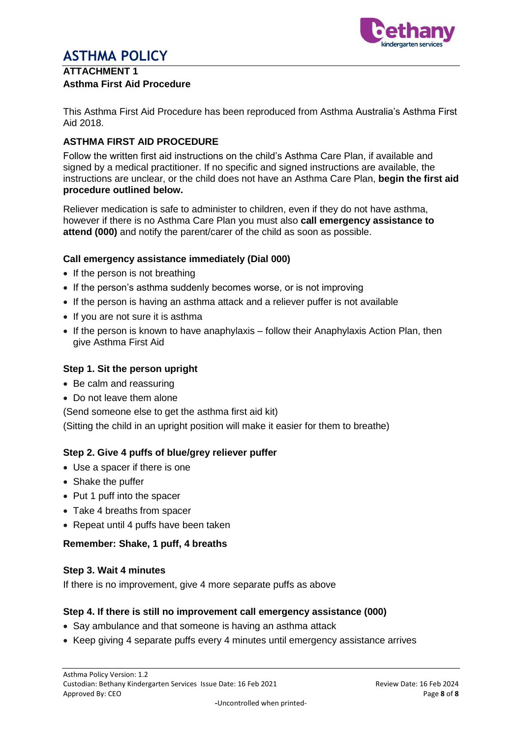# ASTHMA POLICY

**ATTACHMENT 1**
**Asthma First Aid Procedure**

This Asthma First Aid Procedure has been reproduced from Asthma Australia's Asthma First Aid 2018.

## ASTHMA FIRST AID PROCEDURE

Follow the written first aid instructions on the child's Asthma Care Plan, if available and signed by a medical practitioner. If no specific and signed instructions are available, the instructions are unclear, or the child does not have an Asthma Care Plan, **begin the first aid procedure outlined below.**

Reliever medication is safe to administer to children, even if they do not have asthma, however if there is no Asthma Care Plan you must also **call emergency assistance to attend (000)** and notify the parent/carer of the child as soon as possible.

### Call emergency assistance immediately (Dial 000)

- If the person is not breathing
- If the person's asthma suddenly becomes worse, or is not improving
- If the person is having an asthma attack and a reliever puffer is not available
- If you are not sure it is asthma
- If the person is known to have anaphylaxis – follow their Anaphylaxis Action Plan, then give Asthma First Aid

### Step 1. Sit the person upright

- Be calm and reassuring
- Do not leave them alone

(Send someone else to get the asthma first aid kit)

(Sitting the child in an upright position will make it easier for them to breathe)

### Step 2. Give 4 puffs of blue/grey reliever puffer

- Use a spacer if there is one
- Shake the puffer
- Put 1 puff into the spacer
- Take 4 breaths from spacer
- Repeat until 4 puffs have been taken

**Remember: Shake, 1 puff, 4 breaths**

### Step 3. Wait 4 minutes

If there is no improvement, give 4 more separate puffs as above

### Step 4. If there is still no improvement call emergency assistance (000)

- Say ambulance and that someone is having an asthma attack
- Keep giving 4 separate puffs every 4 minutes until emergency assistance arrives